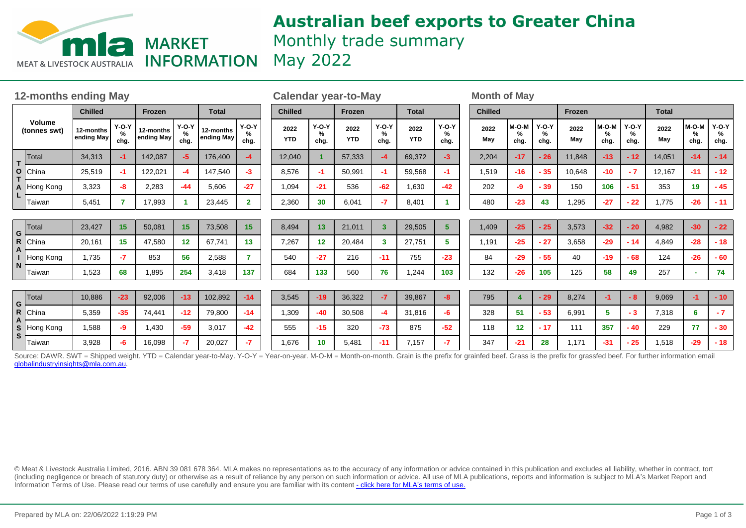# Australian beef exports to Greater China

Monthly trade summary

May 2022

MLA MARKET INFORMATION

MEAT & LIVESTOCK AUSTRALIA

## 12-months ending May

| Volume (tonnes swt) | | Chilled | | Frozen | | Total | |
|---|---|---|---|---|---|---|---|
| | | 12-months ending May | Y-O-Y % chg. | 12-months ending May | Y-O-Y % chg. | 12-months ending May | Y-O-Y % chg. |
| TOTAL | Total | 34,313 | -1 | 142,087 | -5 | 176,400 | -4 |
| | China | 25,519 | -1 | 122,021 | -4 | 147,540 | -3 |
| | Hong Kong | 3,323 | -8 | 2,283 | -44 | 5,606 | -27 |
| | Taiwan | 5,451 | 7 | 17,993 | 1 | 23,445 | 2 |
| GRAIN | Total | 23,427 | 15 | 50,081 | 15 | 73,508 | 15 |
| | China | 20,161 | 15 | 47,580 | 12 | 67,741 | 13 |
| | Hong Kong | 1,735 | -7 | 853 | 56 | 2,588 | 7 |
| | Taiwan | 1,523 | 68 | 1,895 | 254 | 3,418 | 137 |
| GRASS | Total | 10,886 | -23 | 92,006 | -13 | 102,892 | -14 |
| | China | 5,359 | -35 | 74,441 | -12 | 79,800 | -14 |
| | Hong Kong | 1,588 | -9 | 1,430 | -59 | 3,017 | -42 |
| | Taiwan | 3,928 | -6 | 16,098 | -7 | 20,027 | -7 |

## Calendar year-to-May

| Volume (tonnes swt) | | Chilled | | Frozen | | Total | |
|---|---|---|---|---|---|---|---|
| | | 2022 YTD | Y-O-Y % chg. | 2022 YTD | Y-O-Y % chg. | 2022 YTD | Y-O-Y % chg. |
| TOTAL | Total | 12,040 | 1 | 57,333 | -4 | 69,372 | -3 |
| | China | 8,576 | -1 | 50,991 | -1 | 59,568 | -1 |
| | Hong Kong | 1,094 | -21 | 536 | -62 | 1,630 | -42 |
| | Taiwan | 2,360 | 30 | 6,041 | -7 | 8,401 | 1 |
| GRAIN | Total | 8,494 | 13 | 21,011 | 3 | 29,505 | 5 |
| | China | 7,267 | 12 | 20,484 | 3 | 27,751 | 5 |
| | Hong Kong | 540 | -27 | 216 | -11 | 755 | -23 |
| | Taiwan | 684 | 133 | 560 | 76 | 1,244 | 103 |
| GRASS | Total | 3,545 | -19 | 36,322 | -7 | 39,867 | -8 |
| | China | 1,309 | -40 | 30,508 | -4 | 31,816 | -6 |
| | Hong Kong | 555 | -15 | 320 | -73 | 875 | -52 |
| | Taiwan | 1,676 | 10 | 5,481 | -11 | 7,157 | -7 |

## Month of May

| Volume (tonnes swt) | | Chilled | | | Frozen | | | Total | | |
|---|---|---|---|---|---|---|---|---|---|---|
| | | 2022 May | M-O-M % chg. | Y-O-Y % chg. | 2022 May | M-O-M % chg. | Y-O-Y % chg. | 2022 May | M-O-M % chg. | Y-O-Y % chg. |
| TOTAL | Total | 2,204 | -17 | -26 | 11,848 | -13 | -12 | 14,051 | -14 | -14 |
| | China | 1,519 | -16 | -35 | 10,648 | -10 | -7 | 12,167 | -11 | -12 |
| | Hong Kong | 202 | -9 | -39 | 150 | 106 | -51 | 353 | 19 | -45 |
| | Taiwan | 480 | -23 | 43 | 1,295 | -27 | -22 | 1,775 | -26 | -11 |
| GRAIN | Total | 1,409 | -25 | -25 | 3,573 | -32 | -20 | 4,982 | -30 | -22 |
| | China | 1,191 | -25 | -27 | 3,658 | -29 | -14 | 4,849 | -28 | -18 |
| | Hong Kong | 84 | -29 | -55 | 40 | -19 | -68 | 124 | -26 | -60 |
| | Taiwan | 132 | -26 | 105 | 125 | 58 | 49 | 257 | - | 74 |
| GRASS | Total | 795 | 4 | -29 | 8,274 | -1 | -8 | 9,069 | -1 | -10 |
| | China | 328 | 51 | -53 | 6,991 | 5 | -3 | 7,318 | 6 | -7 |
| | Hong Kong | 118 | 12 | -17 | 111 | 357 | -40 | 229 | 77 | -30 |
| | Taiwan | 347 | -21 | 28 | 1,171 | -31 | -25 | 1,518 | -29 | -18 |

Source: DAWR. SWT = Shipped weight. YTD = Calendar year-to-May. Y-O-Y = Year-on-year. M-O-M = Month-on-month. Grain is the prefix for grainfed beef. Grass is the prefix for grassfed beef. For further information email globalindustryinsights@mla.com.au.

© Meat & Livestock Australia Limited, 2016. ABN 39 081 678 364. MLA makes no representations as to the accuracy of any information or advice contained in this publication and excludes all liability, whether in contract, tort (including negligence or breach of statutory duty) or otherwise as a result of reliance by any person on such information or advice. All use of MLA publications, reports and information is subject to MLA's Market Report and Information Terms of Use. Please read our terms of use carefully and ensure you are familiar with its content - click here for MLA's terms of use.

Prepared by MLA on: 22/06/2022 1:19:29 PM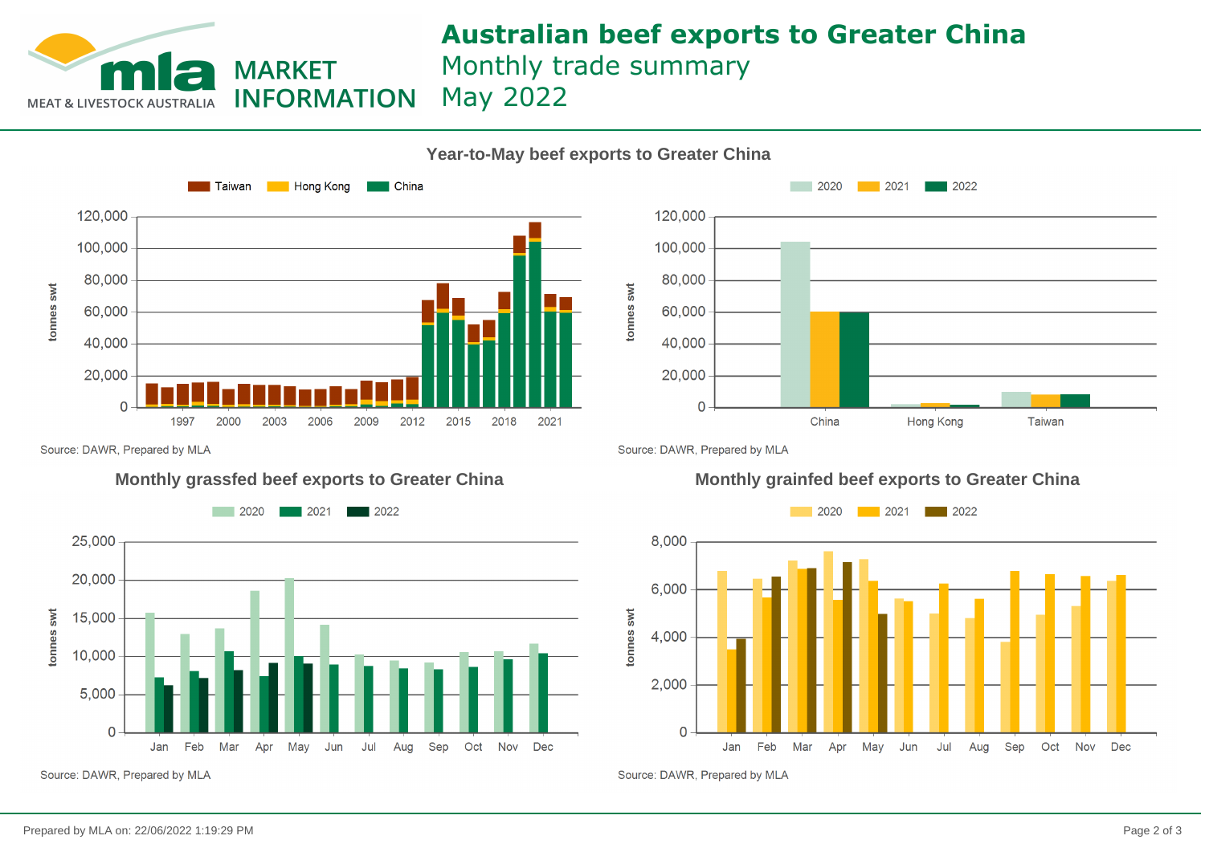# Australian beef exports to Greater China

Monthly trade summary

May 2022

## Year-to-May beef exports to Greater China

Taiwan | Hong Kong | China

tonnes swt

Source: DAWR, Prepared by MLA

2020 | 2021 | 2022

tonnes swt

Source: DAWR, Prepared by MLA

## Monthly grassfed beef exports to Greater China

2020 | 2021 | 2022

tonnes swt

Source: DAWR, Prepared by MLA

## Monthly grainfed beef exports to Greater China

2020 | 2021 | 2022

tonnes swt

Source: DAWR, Prepared by MLA

Prepared by MLA on: 22/06/2022 1:19:29 PM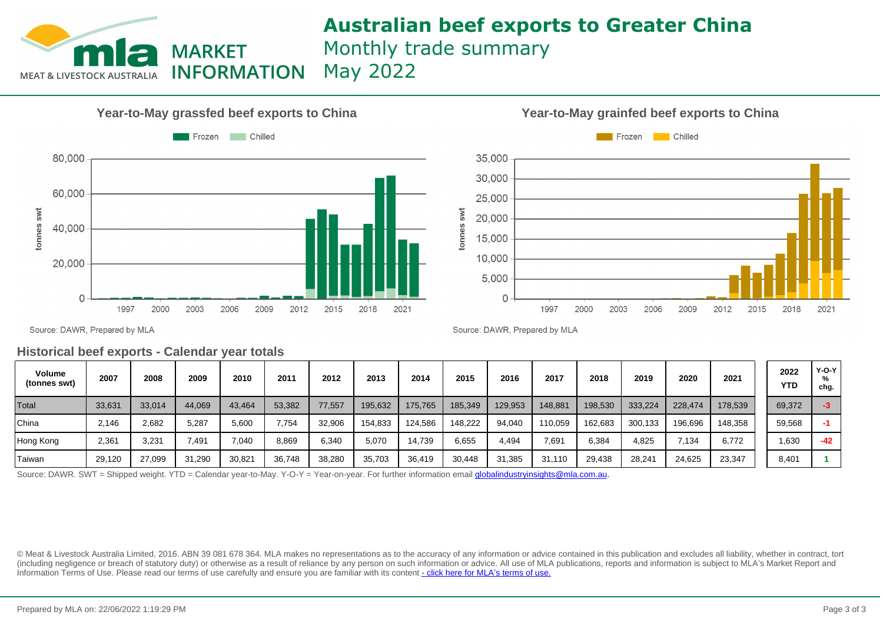# Australian beef exports to Greater China

Monthly trade summary

May 2022

MEAT & LIVESTOCK AUSTRALIA — MARKET INFORMATION

### Year-to-May grassfed beef exports to China

Frozen  Chilled

tonnes swt

80,000
60,000
40,000
20,000
0

1997 2000 2003 2006 2009 2012 2015 2018 2021

Source: DAWR, Prepared by MLA

### Year-to-May grainfed beef exports to China

Frozen  Chilled

tonnes swt

35,000
30,000
25,000
20,000
15,000
10,000
5,000
0

1997 2000 2003 2006 2009 2012 2015 2018 2021

Source: DAWR, Prepared by MLA

## Historical beef exports - Calendar year totals

| Volume (tonnes swt) | 2007 | 2008 | 2009 | 2010 | 2011 | 2012 | 2013 | 2014 | 2015 | 2016 | 2017 | 2018 | 2019 | 2020 | 2021 | 2022 YTD | Y-O-Y % chg. |
|---|---|---|---|---|---|---|---|---|---|---|---|---|---|---|---|---|---|
| Total | 33,631 | 33,014 | 44,069 | 43,464 | 53,382 | 77,557 | 195,632 | 175,765 | 185,349 | 129,953 | 148,881 | 198,530 | 333,224 | 228,474 | 178,539 | 69,372 | -3 |
| China | 2,146 | 2,682 | 5,287 | 5,600 | 7,754 | 32,906 | 154,833 | 124,586 | 148,222 | 94,040 | 110,059 | 162,683 | 300,133 | 196,696 | 148,358 | 59,568 | -1 |
| Hong Kong | 2,361 | 3,231 | 7,491 | 7,040 | 8,869 | 6,340 | 5,070 | 14,739 | 6,655 | 4,494 | 7,691 | 6,384 | 4,825 | 7,134 | 6,772 | 1,630 | -42 |
| Taiwan | 29,120 | 27,099 | 31,290 | 30,821 | 36,748 | 38,280 | 35,703 | 36,419 | 30,448 | 31,385 | 31,110 | 29,438 | 28,241 | 24,625 | 23,347 | 8,401 | 1 |

Source: DAWR. SWT = Shipped weight. YTD = Calendar year-to-May. Y-O-Y = Year-on-year. For further information email globalindustryinsights@mla.com.au.

© Meat & Livestock Australia Limited, 2016. ABN 39 081 678 364. MLA makes no representations as to the accuracy of any information or advice contained in this publication and excludes all liability, whether in contract, tort (including negligence or breach of statutory duty) or otherwise as a result of reliance by any person on such information or advice. All use of MLA publications, reports and information is subject to MLA's Market Report and Information Terms of Use. Please read our terms of use carefully and ensure you are familiar with its content - click here for MLA's terms of use.

Prepared by MLA on: 22/06/2022 1:19:29 PM